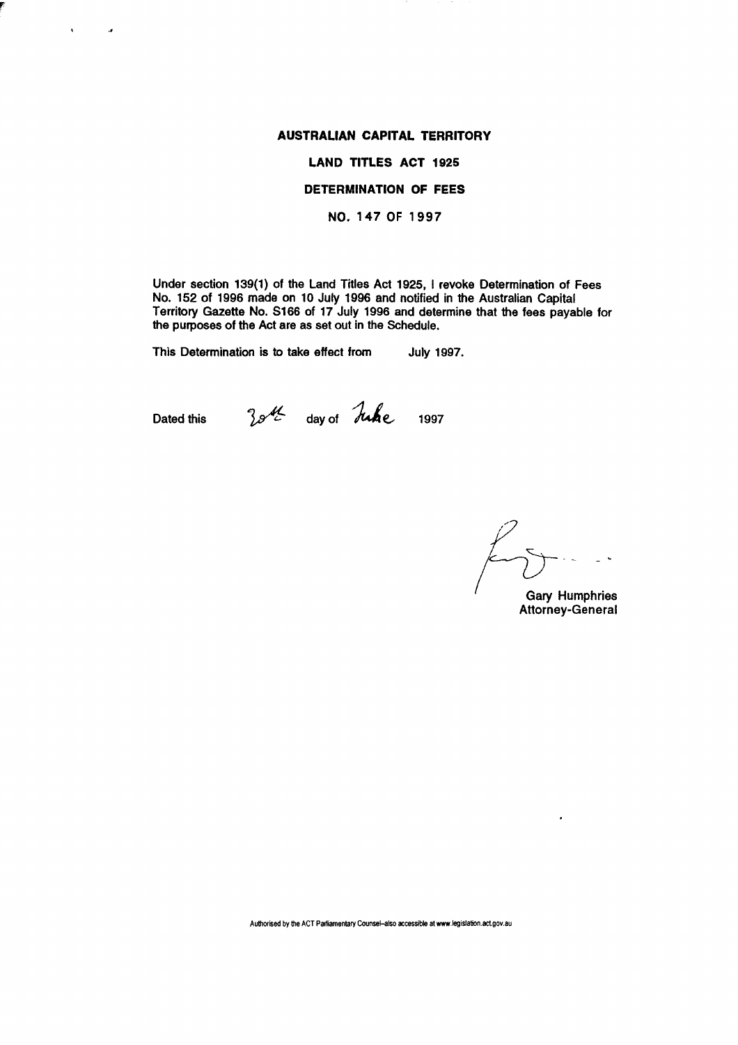# AUSTRALIAN CAPITAL TERRITORY

## LAND TITLES ACT 1925

## DETERMINATION OF FEES

## NO. 147 OF 1997

Under section 139(1) of the Land Titles Act 1925, I revoke Determination of Fees No. 152 of 1996 made on 10 July 1996 and notified in the Australian Capital Territory Gazette No. S166 of 17 July 1996 and determine that the fees payable for the purposes of the Act are as set out in the Schedule.

This Determination is to take effect from July 1997.

Dated this 30th day of June 1997

Gary Humphries
Attorney-General

Authorised by the ACT Parliamentary Counsel–also accessible at www.legislation.act.gov.au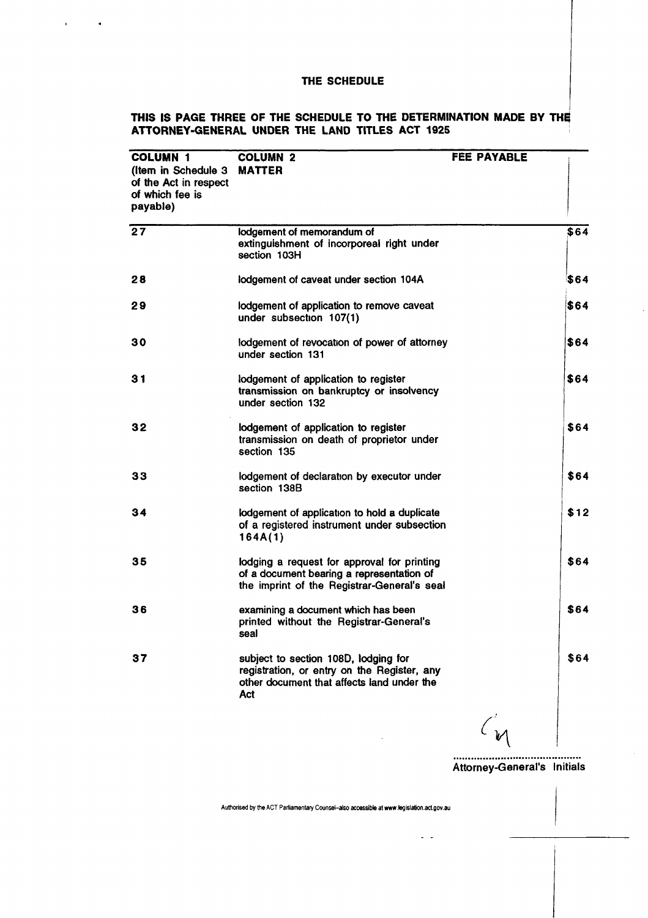# THE SCHEDULE

## THIS IS PAGE THREE OF THE SCHEDULE TO THE DETERMINATION MADE BY THE ATTORNEY-GENERAL UNDER THE LAND TITLES ACT 1925

| COLUMN 1 (Item in Schedule 3 of the Act in respect of which fee is payable) | COLUMN 2 MATTER | FEE PAYABLE |
|---|---|---|
| 27 | lodgement of memorandum of extinguishment of incorporeal right under section 103H | $64 |
| 28 | lodgement of caveat under section 104A | $64 |
| 29 | lodgement of application to remove caveat under subsection 107(1) | $64 |
| 30 | lodgement of revocation of power of attorney under section 131 | $64 |
| 31 | lodgement of application to register transmission on bankruptcy or insolvency under section 132 | $64 |
| 32 | lodgement of application to register transmission on death of proprietor under section 135 | $64 |
| 33 | lodgement of declaration by executor under section 138B | $64 |
| 34 | lodgement of application to hold a duplicate of a registered instrument under subsection 164A(1) | $12 |
| 35 | lodging a request for approval for printing of a document bearing a representation of the imprint of the Registrar-General's seal | $64 |
| 36 | examining a document which has been printed without the Registrar-General's seal | $64 |
| 37 | subject to section 108D, lodging for registration, or entry on the Register, any other document that affects land under the Act | $64 |

..........................................
Attorney-General's Initials

Authorised by the ACT Parliamentary Counsel–also accessible at www.legislation.act.gov.au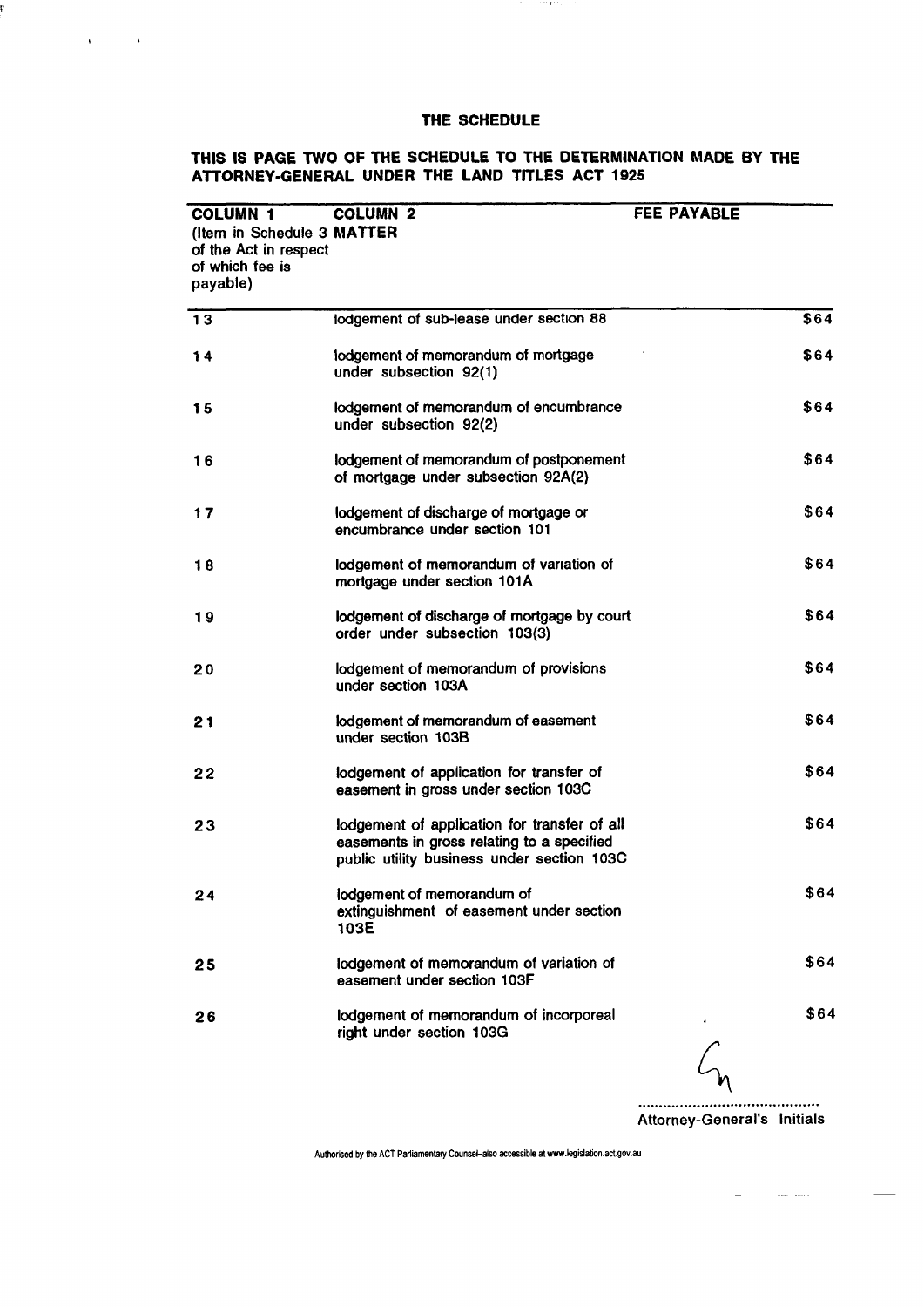**THE SCHEDULE**

**THIS IS PAGE TWO OF THE SCHEDULE TO THE DETERMINATION MADE BY THE ATTORNEY-GENERAL UNDER THE LAND TITLES ACT 1925**

| **COLUMN 1** (Item in Schedule 3 of the Act in respect of which fee is payable) | **COLUMN 2** **MATTER** | **FEE PAYABLE** |
|---|---|---|
| 13 | lodgement of sub-lease under section 88 | $64 |
| 14 | lodgement of memorandum of mortgage under subsection 92(1) | $64 |
| 15 | lodgement of memorandum of encumbrance under subsection 92(2) | $64 |
| 16 | lodgement of memorandum of postponement of mortgage under subsection 92A(2) | $64 |
| 17 | lodgement of discharge of mortgage or encumbrance under section 101 | $64 |
| 18 | lodgement of memorandum of variation of mortgage under section 101A | $64 |
| 19 | lodgement of discharge of mortgage by court order under subsection 103(3) | $64 |
| 20 | lodgement of memorandum of provisions under section 103A | $64 |
| 21 | lodgement of memorandum of easement under section 103B | $64 |
| 22 | lodgement of application for transfer of easement in gross under section 103C | $64 |
| 23 | lodgement of application for transfer of all easements in gross relating to a specified public utility business under section 103C | $64 |
| 24 | lodgement of memorandum of extinguishment of easement under section 103E | $64 |
| 25 | lodgement of memorandum of variation of easement under section 103F | $64 |
| 26 | lodgement of memorandum of incorporeal right under section 103G | $64 |

Gn

..........................................
Attorney-General's Initials

Authorised by the ACT Parliamentary Counsel–also accessible at www.legislation.act.gov.au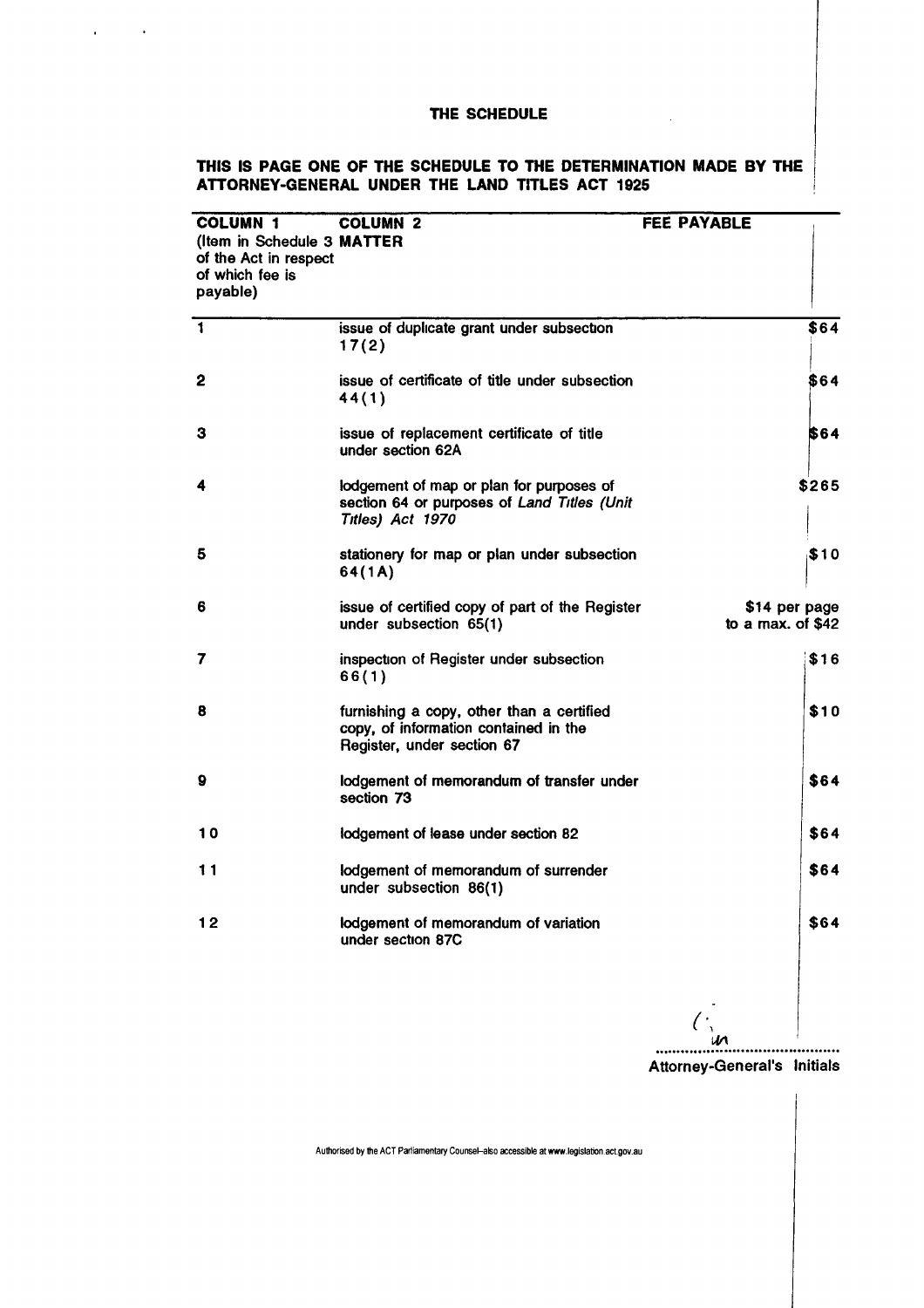## THE SCHEDULE

**THIS IS PAGE ONE OF THE SCHEDULE TO THE DETERMINATION MADE BY THE ATTORNEY-GENERAL UNDER THE LAND TITLES ACT 1925**

| COLUMN 1 (Item in Schedule 3 of the Act in respect of which fee is payable) | COLUMN 2 MATTER | FEE PAYABLE |
|---|---|---|
| 1 | issue of duplicate grant under subsection 17(2) | $64 |
| 2 | issue of certificate of title under subsection 44(1) | $64 |
| 3 | issue of replacement certificate of title under section 62A | $64 |
| 4 | lodgement of map or plan for purposes of section 64 or purposes of *Land Titles (Unit Titles) Act 1970* | $265 |
| 5 | stationery for map or plan under subsection 64(1A) | $10 |
| 6 | issue of certified copy of part of the Register under subsection 65(1) | $14 per page to a max. of $42 |
| 7 | inspection of Register under subsection 66(1) | $16 |
| 8 | furnishing a copy, other than a certified copy, of information contained in the Register, under section 67 | $10 |
| 9 | lodgement of memorandum of transfer under section 73 | $64 |
| 10 | lodgement of lease under section 82 | $64 |
| 11 | lodgement of memorandum of surrender under subsection 86(1) | $64 |
| 12 | lodgement of memorandum of variation under section 87C | $64 |

.............................................

Attorney-General's Initials

Authorised by the ACT Parliamentary Counsel–also accessible at www.legislation.act.gov.au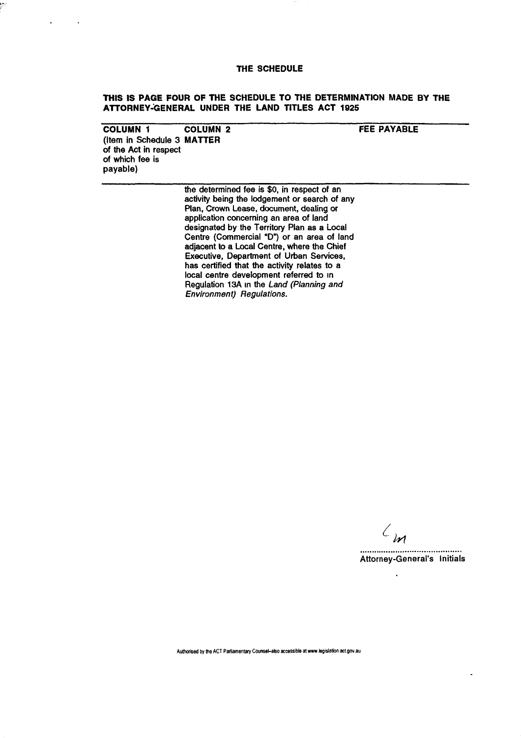## THE SCHEDULE

**THIS IS PAGE FOUR OF THE SCHEDULE TO THE DETERMINATION MADE BY THE ATTORNEY-GENERAL UNDER THE LAND TITLES ACT 1925**

| **COLUMN 1** (Item in Schedule 3 of the Act in respect of which fee is payable) | **COLUMN 2** **MATTER** | **FEE PAYABLE** |
|---|---|---|
| | the determined fee is $0, in respect of an activity being the lodgement or search of any Plan, Crown Lease, document, dealing or application concerning an area of land designated by the Territory Plan as a Local Centre (Commercial "D") or an area of land adjacent to a Local Centre, where the Chief Executive, Department of Urban Services, has certified that the activity relates to a local centre development referred to in Regulation 13A in the *Land (Planning and Environment) Regulations.* | |

Cm

..........................................
Attorney-General's Initials